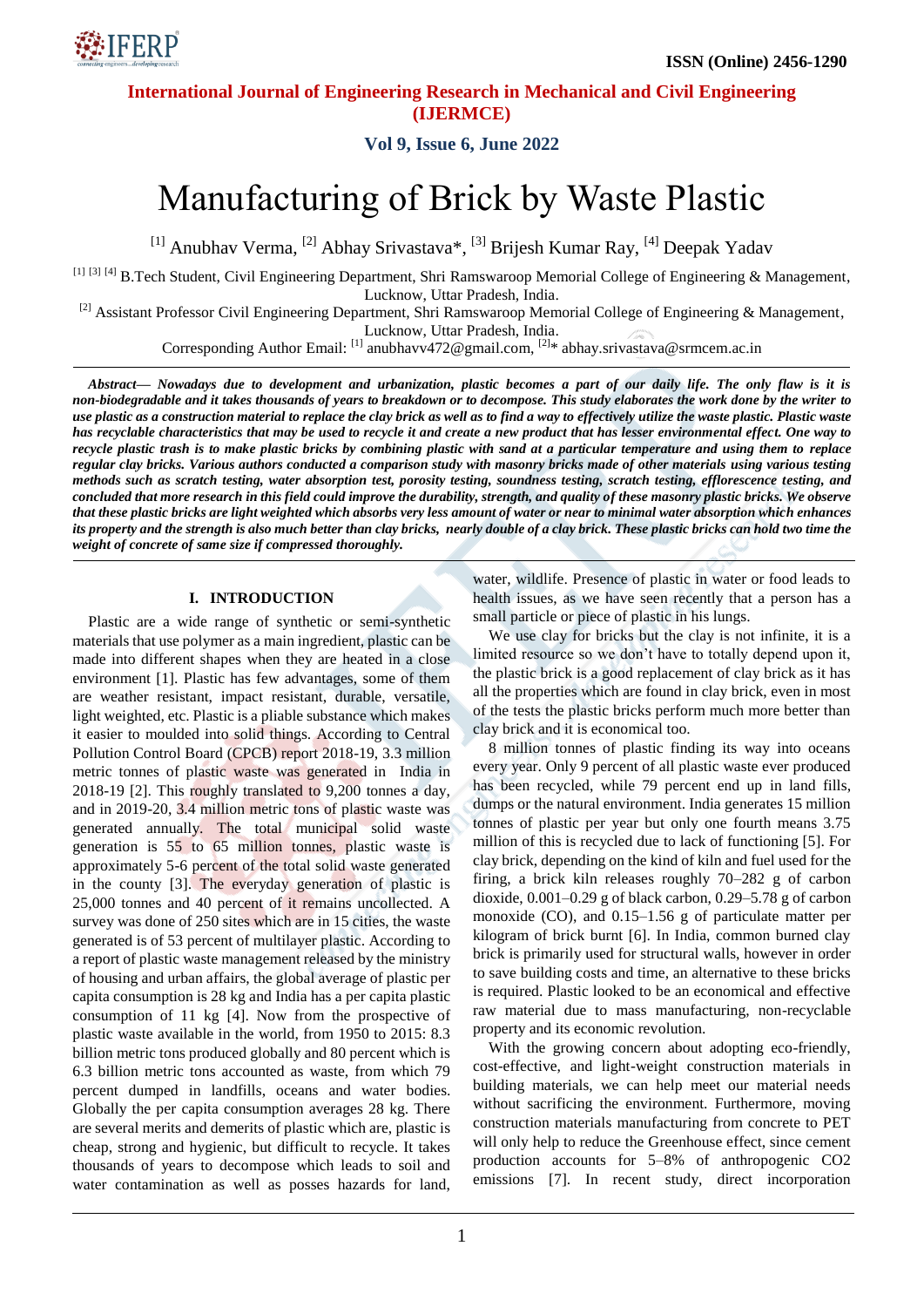# Manufacturing of Brick by Waste Plastic

[1] Anubhav Verma, [2] Abhay Srivastava*, [3] Brijesh Kumar Ray, [4] Deepak Yadav

[1] [3] [4] B.Tech Student, Civil Engineering Department, Shri Ramswaroop Memorial College of Engineering & Management, Lucknow, Uttar Pradesh, India.
[2] Assistant Professor Civil Engineering Department, Shri Ramswaroop Memorial College of Engineering & Management, Lucknow, Uttar Pradesh, India.
Corresponding Author Email: [1] anubhavv472@gmail.com, [2]* abhay.srivastava@srmcem.ac.in

***Abstract— Nowadays due to development and urbanization, plastic becomes a part of our daily life. The only flaw is it is non-biodegradable and it takes thousands of years to breakdown or to decompose. This study elaborates the work done by the writer to use plastic as a construction material to replace the clay brick as well as to find a way to effectively utilize the waste plastic. Plastic waste has recyclable characteristics that may be used to recycle it and create a new product that has lesser environmental effect. One way to recycle plastic trash is to make plastic bricks by combining plastic with sand at a particular temperature and using them to replace regular clay bricks. Various authors conducted a comparison study with masonry bricks made of other materials using various testing methods such as scratch testing, water absorption test, porosity testing, soundness testing, scratch testing, efflorescence testing, and concluded that more research in this field could improve the durability, strength, and quality of these masonry plastic bricks. We observe that these plastic bricks are light weighted which absorbs very less amount of water or near to minimal water absorption which enhances its property and the strength is also much better than clay bricks, nearly double of a clay brick. These plastic bricks can hold two time the weight of concrete of same size if compressed thoroughly.***

## I. INTRODUCTION

Plastic are a wide range of synthetic or semi-synthetic materials that use polymer as a main ingredient, plastic can be made into different shapes when they are heated in a close environment [1]. Plastic has few advantages, some of them are weather resistant, impact resistant, durable, versatile, light weighted, etc. Plastic is a pliable substance which makes it easier to moulded into solid things. According to Central Pollution Control Board (CPCB) report 2018-19, 3.3 million metric tonnes of plastic waste was generated in India in 2018-19 [2]. This roughly translated to 9,200 tonnes a day, and in 2019-20, 3.4 million metric tons of plastic waste was generated annually. The total municipal solid waste generation is 55 to 65 million tonnes, plastic waste is approximately 5-6 percent of the total solid waste generated in the county [3]. The everyday generation of plastic is 25,000 tonnes and 40 percent of it remains uncollected. A survey was done of 250 sites which are in 15 cities, the waste generated is of 53 percent of multilayer plastic. According to a report of plastic waste management released by the ministry of housing and urban affairs, the global average of plastic per capita consumption is 28 kg and India has a per capita plastic consumption of 11 kg [4]. Now from the prospective of plastic waste available in the world, from 1950 to 2015: 8.3 billion metric tons produced globally and 80 percent which is 6.3 billion metric tons accounted as waste, from which 79 percent dumped in landfills, oceans and water bodies. Globally the per capita consumption averages 28 kg. There are several merits and demerits of plastic which are, plastic is cheap, strong and hygienic, but difficult to recycle. It takes thousands of years to decompose which leads to soil and water contamination as well as posses hazards for land, water, wildlife. Presence of plastic in water or food leads to health issues, as we have seen recently that a person has a small particle or piece of plastic in his lungs.

We use clay for bricks but the clay is not infinite, it is a limited resource so we don't have to totally depend upon it, the plastic brick is a good replacement of clay brick as it has all the properties which are found in clay brick, even in most of the tests the plastic bricks perform much more better than clay brick and it is economical too.

8 million tonnes of plastic finding its way into oceans every year. Only 9 percent of all plastic waste ever produced has been recycled, while 79 percent end up in land fills, dumps or the natural environment. India generates 15 million tonnes of plastic per year but only one fourth means 3.75 million of this is recycled due to lack of functioning [5]. For clay brick, depending on the kind of kiln and fuel used for the firing, a brick kiln releases roughly 70–282 g of carbon dioxide, 0.001–0.29 g of black carbon, 0.29–5.78 g of carbon monoxide (CO), and 0.15–1.56 g of particulate matter per kilogram of brick burnt [6]. In India, common burned clay brick is primarily used for structural walls, however in order to save building costs and time, an alternative to these bricks is required. Plastic looked to be an economical and effective raw material due to mass manufacturing, non-recyclable property and its economic revolution.

With the growing concern about adopting eco-friendly, cost-effective, and light-weight construction materials in building materials, we can help meet our material needs without sacrificing the environment. Furthermore, moving construction materials manufacturing from concrete to PET will only help to reduce the Greenhouse effect, since cement production accounts for 5–8% of anthropogenic $CO_2$ emissions [7]. In recent study, direct incorporation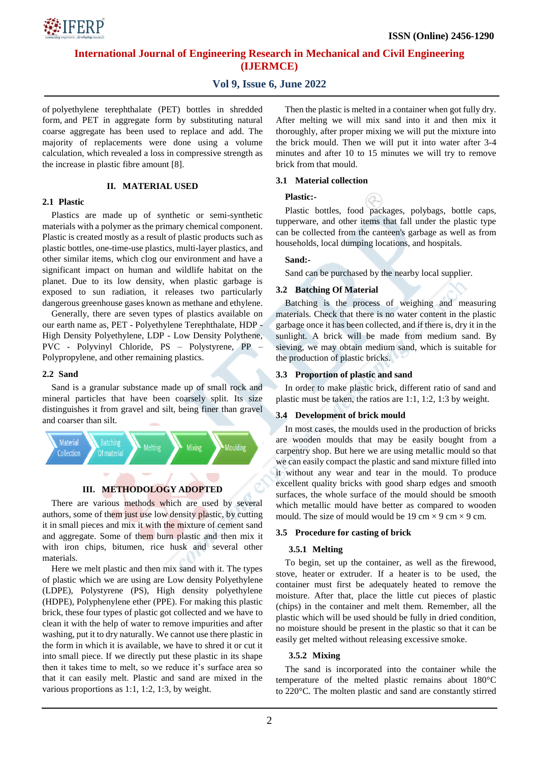of polyethylene terephthalate (PET) bottles in shredded form, and PET in aggregate form by substituting natural coarse aggregate has been used to replace and add. The majority of replacements were done using a volume calculation, which revealed a loss in compressive strength as the increase in plastic fibre amount [8].

## II. MATERIAL USED

### 2.1 Plastic

Plastics are made up of synthetic or semi-synthetic materials with a polymer as the primary chemical component. Plastic is created mostly as a result of plastic products such as plastic bottles, one-time-use plastics, multi-layer plastics, and other similar items, which clog our environment and have a significant impact on human and wildlife habitat on the planet. Due to its low density, when plastic garbage is exposed to sun radiation, it releases two particularly dangerous greenhouse gases known as methane and ethylene.

Generally, there are seven types of plastics available on our earth name as, PET - Polyethylene Terephthalate, HDP - High Density Polyethylene, LDP - Low Density Polythene, PVC - Polyvinyl Chloride, PS – Polystyrene, PP – Polypropylene, and other remaining plastics.

### 2.2 Sand

Sand is a granular substance made up of small rock and mineral particles that have been coarsely split. Its size distinguishes it from gravel and silt, being finer than gravel and coarser than silt.

Material Collection → Batching Of material → Melting → Mixing → Moulding

## III. METHODOLOGY ADOPTED

There are various methods which are used by several authors, some of them just use low density plastic, by cutting it in small pieces and mix it with the mixture of cement sand and aggregate. Some of them burn plastic and then mix it with iron chips, bitumen, rice husk and several other materials.

Here we melt plastic and then mix sand with it. The types of plastic which we are using are Low density Polyethylene (LDPE), Polystyrene (PS), High density polyethylene (HDPE), Polyphenylene ether (PPE). For making this plastic brick, these four types of plastic got collected and we have to clean it with the help of water to remove impurities and after washing, put it to dry naturally. We cannot use there plastic in the form in which it is available, we have to shred it or cut it into small piece. If we directly put these plastic in its shape then it takes time to melt, so we reduce it's surface area so that it can easily melt. Plastic and sand are mixed in the various proportions as 1:1, 1:2, 1:3, by weight.

Then the plastic is melted in a container when got fully dry. After melting we will mix sand into it and then mix it thoroughly, after proper mixing we will put the mixture into the brick mould. Then we will put it into water after 3-4 minutes and after 10 to 15 minutes we will try to remove brick from that mould.

### 3.1 Material collection

**Plastic:-**

Plastic bottles, food packages, polybags, bottle caps, tupperware, and other items that fall under the plastic type can be collected from the canteen's garbage as well as from households, local dumping locations, and hospitals.

**Sand:-**

Sand can be purchased by the nearby local supplier.

### 3.2 Batching Of Material

Batching is the process of weighing and measuring materials. Check that there is no water content in the plastic garbage once it has been collected, and if there is, dry it in the sunlight. A brick will be made from medium sand. By sieving, we may obtain medium sand, which is suitable for the production of plastic bricks.

### 3.3 Proportion of plastic and sand

In order to make plastic brick, different ratio of sand and plastic must be taken, the ratios are 1:1, 1:2, 1:3 by weight.

### 3.4 Development of brick mould

In most cases, the moulds used in the production of bricks are wooden moulds that may be easily bought from a carpentry shop. But here we are using metallic mould so that we can easily compact the plastic and sand mixture filled into it without any wear and tear in the mould. To produce excellent quality bricks with good sharp edges and smooth surfaces, the whole surface of the mould should be smooth which metallic mould have better as compared to wooden mould. The size of mould would be 19 cm × 9 cm × 9 cm.

### 3.5 Procedure for casting of brick

#### 3.5.1 Melting

To begin, set up the container, as well as the firewood, stove, heater or extruder. If a heater is to be used, the container must first be adequately heated to remove the moisture. After that, place the little cut pieces of plastic (chips) in the container and melt them. Remember, all the plastic which will be used should be fully in dried condition, no moisture should be present in the plastic so that it can be easily get melted without releasing excessive smoke.

#### 3.5.2 Mixing

The sand is incorporated into the container while the temperature of the melted plastic remains about 180°C to 220°C. The molten plastic and sand are constantly stirred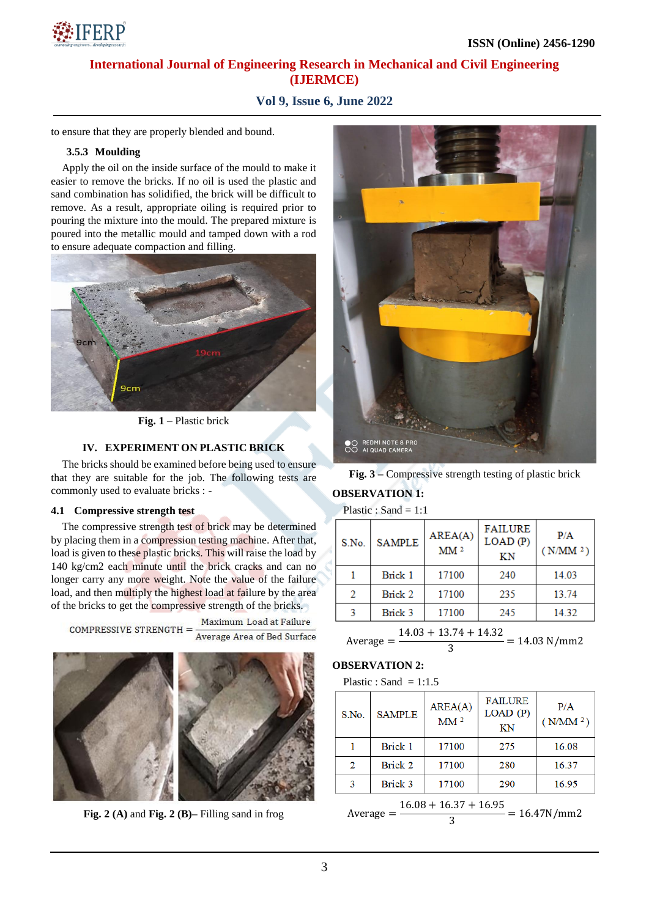to ensure that they are properly blended and bound.

### 3.5.3 Moulding

Apply the oil on the inside surface of the mould to make it easier to remove the bricks. If no oil is used the plastic and sand combination has solidified, the brick will be difficult to remove. As a result, appropriate oiling is required prior to pouring the mixture into the mould. The prepared mixture is poured into the metallic mould and tamped down with a rod to ensure adequate compaction and filling.

**Fig. 1** – Plastic brick

## IV. EXPERIMENT ON PLASTIC BRICK

The bricks should be examined before being used to ensure that they are suitable for the job. The following tests are commonly used to evaluate bricks : -

### 4.1 Compressive strength test

The compressive strength test of brick may be determined by placing them in a compression testing machine. After that, load is given to these plastic bricks. This will raise the load by 140 kg/cm2 each minute until the brick cracks and can no longer carry any more weight. Note the value of the failure load, and then multiply the highest load at failure by the area of the bricks to get the compressive strength of the bricks.

$$\text{COMPRESSIVE STRENGTH} = \frac{\text{Maximum Load at Failure}}{\text{Average Area of Bed Surface}}$$

**Fig. 2 (A)** and **Fig. 2 (B)**– Filling sand in frog

**Fig. 3** – Compressive strength testing of plastic brick

**OBSERVATION 1:**

Plastic : Sand = 1:1

| S.No. | SAMPLE | AREA(A) $MM^2$ | FAILURE LOAD (P) KN | P/A ($N/MM^2$) |
|---|---|---|---|---|
| 1 | Brick 1 | 17100 | 240 | 14.03 |
| 2 | Brick 2 | 17100 | 235 | 13.74 |
| 3 | Brick 3 | 17100 | 245 | 14.32 |

$$\text{Average} = \frac{14.03 + 13.74 + 14.32}{3} = 14.03\ \text{N/mm2}$$

**OBSERVATION 2:**

Plastic : Sand = 1:1.5

| S.No. | SAMPLE | AREA(A) $MM^2$ | FAILURE LOAD (P) KN | P/A ($N/MM^2$) |
|---|---|---|---|---|
| 1 | Brick 1 | 17100 | 275 | 16.08 |
| 2 | Brick 2 | 17100 | 280 | 16.37 |
| 3 | Brick 3 | 17100 | 290 | 16.95 |

$$\text{Average} = \frac{16.08 + 16.37 + 16.95}{3} = 16.47\text{N/mm2}$$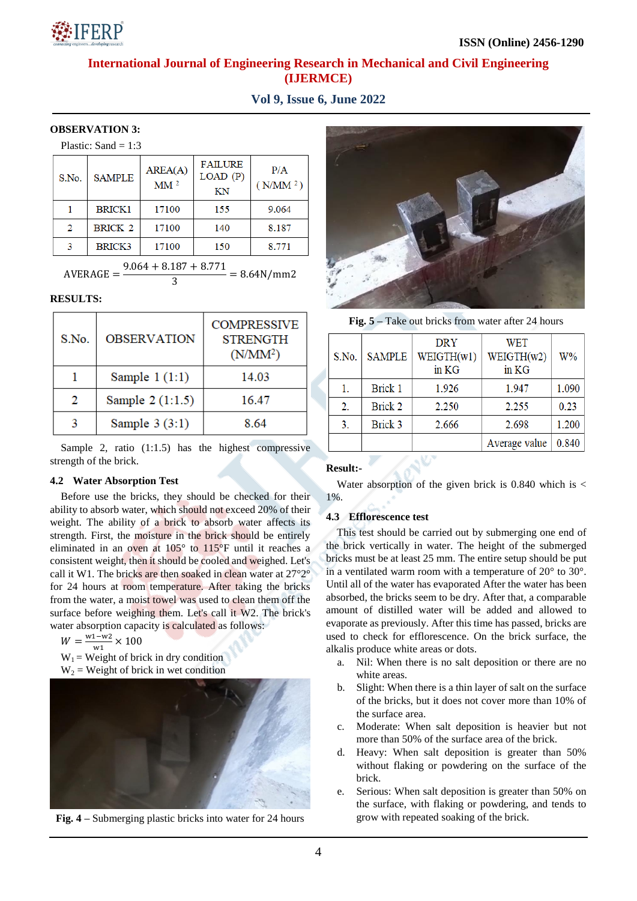**OBSERVATION 3:**

Plastic: Sand = 1:3

| S.No. | SAMPLE | AREA(A) $MM^2$ | FAILURE LOAD (P) KN | P/A ( $N/MM^2$ ) |
|---|---|---|---|---|
| 1 | BRICK1 | 17100 | 155 | 9.064 |
| 2 | BRICK 2 | 17100 | 140 | 8.187 |
| 3 | BRICK3 | 17100 | 150 | 8.771 |

$$\text{AVERAGE} = \frac{9.064 + 8.187 + 8.771}{3} = 8.64\text{N/mm2}$$

**RESULTS:**

| S.No. | OBSERVATION | COMPRESSIVE STRENGTH ($N/MM^2$) |
|---|---|---|
| 1 | Sample 1 (1:1) | 14.03 |
| 2 | Sample 2 (1:1.5) | 16.47 |
| 3 | Sample 3 (3:1) | 8.64 |

Sample 2, ratio (1:1.5) has the highest compressive strength of the brick.

### 4.2 Water Absorption Test

Before use the bricks, they should be checked for their ability to absorb water, which should not exceed 20% of their weight. The ability of a brick to absorb water affects its strength. First, the moisture in the brick should be entirely eliminated in an oven at 105° to 115°F until it reaches a consistent weight, then it should be cooled and weighed. Let's call it W1. The bricks are then soaked in clean water at 27°2° for 24 hours at room temperature. After taking the bricks from the water, a moist towel was used to clean them off the surface before weighing them. Let's call it W2. The brick's water absorption capacity is calculated as follows:

$$W = \frac{w1 - w2}{w1} \times 100$$

$W_1$ = Weight of brick in dry condition

$W_2$ = Weight of brick in wet condition

**Fig. 4** – Submerging plastic bricks into water for 24 hours

**Fig. 5** – Take out bricks from water after 24 hours

| S.No. | SAMPLE | DRY WEIGTH(w1) in KG | WET WEIGTH(w2) in KG | W% |
|---|---|---|---|---|
| 1. | Brick 1 | 1.926 | 1.947 | 1.090 |
| 2. | Brick 2 | 2.250 | 2.255 | 0.23 |
| 3. | Brick 3 | 2.666 | 2.698 | 1.200 |
| | | | Average value | 0.840 |

**Result:-**

Water absorption of the given brick is 0.840 which is < 1%.

### 4.3 Efflorescence test

This test should be carried out by submerging one end of the brick vertically in water. The height of the submerged bricks must be at least 25 mm. The entire setup should be put in a ventilated warm room with a temperature of 20° to 30°. Until all of the water has evaporated After the water has been absorbed, the bricks seem to be dry. After that, a comparable amount of distilled water will be added and allowed to evaporate as previously. After this time has passed, bricks are used to check for efflorescence. On the brick surface, the alkalis produce white areas or dots.

a. Nil: When there is no salt deposition or there are no white areas.
b. Slight: When there is a thin layer of salt on the surface of the bricks, but it does not cover more than 10% of the surface area.
c. Moderate: When salt deposition is heavier but not more than 50% of the surface area of the brick.
d. Heavy: When salt deposition is greater than 50% without flaking or powdering on the surface of the brick.
e. Serious: When salt deposition is greater than 50% on the surface, with flaking or powdering, and tends to grow with repeated soaking of the brick.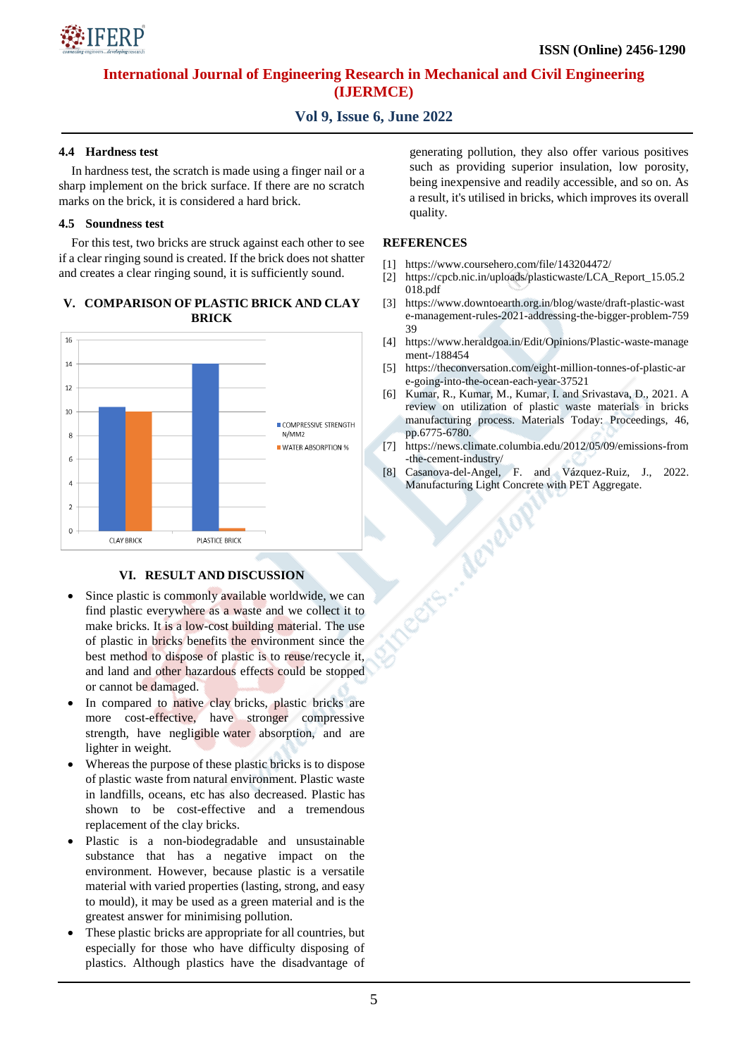### 4.4 Hardness test

In hardness test, the scratch is made using a finger nail or a sharp implement on the brick surface. If there are no scratch marks on the brick, it is considered a hard brick.

### 4.5 Soundness test

For this test, two bricks are struck against each other to see if a clear ringing sound is created. If the brick does not shatter and creates a clear ringing sound, it is sufficiently sound.

## V. COMPARISON OF PLASTIC BRICK AND CLAY BRICK

16
14
12
10
8
6
4
2
0

CLAY BRICK
PLASTICE BRICK

COMPRESSIVE STRENGTH N/MM2
WATER ABSORPTION %

## VI. RESULT AND DISCUSSION

- Since plastic is commonly available worldwide, we can find plastic everywhere as a waste and we collect it to make bricks. It is a low-cost building material. The use of plastic in bricks benefits the environment since the best method to dispose of plastic is to reuse/recycle it, and land and other hazardous effects could be stopped or cannot be damaged.
- In compared to native clay bricks, plastic bricks are more cost-effective, have stronger compressive strength, have negligible water absorption, and are lighter in weight.
- Whereas the purpose of these plastic bricks is to dispose of plastic waste from natural environment. Plastic waste in landfills, oceans, etc has also decreased. Plastic has shown to be cost-effective and a tremendous replacement of the clay bricks.
- Plastic is a non-biodegradable and unsustainable substance that has a negative impact on the environment. However, because plastic is a versatile material with varied properties (lasting, strong, and easy to mould), it may be used as a green material and is the greatest answer for minimising pollution.
- These plastic bricks are appropriate for all countries, but especially for those who have difficulty disposing of plastics. Although plastics have the disadvantage of generating pollution, they also offer various positives such as providing superior insulation, low porosity, being inexpensive and readily accessible, and so on. As a result, it's utilised in bricks, which improves its overall quality.

## REFERENCES

[1] https://www.coursehero.com/file/143204472/

[2] https://cpcb.nic.in/uploads/plasticwaste/LCA_Report_15.05.2018.pdf

[3] https://www.downtoearth.org.in/blog/waste/draft-plastic-waste-management-rules-2021-addressing-the-bigger-problem-75939

[4] https://www.heraldgoa.in/Edit/Opinions/Plastic-waste-management-/188454

[5] https://theconversation.com/eight-million-tonnes-of-plastic-are-going-into-the-ocean-each-year-37521

[6] Kumar, R., Kumar, M., Kumar, I. and Srivastava, D., 2021. A review on utilization of plastic waste materials in bricks manufacturing process. Materials Today: Proceedings, 46, pp.6775-6780.

[7] https://news.climate.columbia.edu/2012/05/09/emissions-from-the-cement-industry/

[8] Casanova-del-Angel, F. and Vázquez-Ruiz, J., 2022. Manufacturing Light Concrete with PET Aggregate.